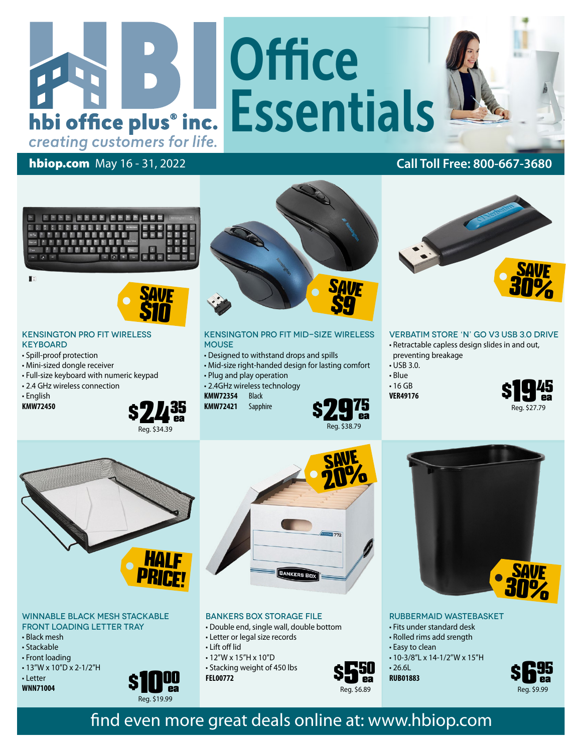# HBI

**hbi office plus® inc.**
*creating customers for life.*

# Office Essentials

**hbiop.com** May 16 - 31, 2022

**Call Toll Free: 800-667-3680**

---

**SAVE $10**

### KENSINGTON PRO FIT WIRELESS KEYBOARD

- Spill-proof protection
- Mini-sized dongle receiver
- Full-size keyboard with numeric keypad
- 2.4 GHz wireless connection
- English

**KMW72450**

**$24.35 ea**
Reg. $34.39

---

**SAVE $9**

### KENSINGTON PRO FIT MID-SIZE WIRELESS MOUSE

- Designed to withstand drops and spills
- Mid-size right-handed design for lasting comfort
- Plug and play operation
- 2.4GHz wireless technology

**KMW72354** Black
**KMW72421** Sapphire

**$29.75 ea**
Reg. $38.79

---

**SAVE 30%**

### VERBATIM STORE 'N' GO V3 USB 3.0 DRIVE

- Retractable capless design slides in and out, preventing breakage
- USB 3.0.
- Blue
- 16 GB

**VER49176**

**$19.45 ea**
Reg. $27.79

---

**HALF PRICE!**

### WINNABLE BLACK MESH STACKABLE FRONT LOADING LETTER TRAY

- Black mesh
- Stackable
- Front loading
- 13"W x 10"D x 2-1/2"H
- Letter

**WNN71004**

**$10.00 ea**
Reg. $19.99

---

**SAVE 20%**

### BANKERS BOX STORAGE FILE

- Double end, single wall, double bottom
- Letter or legal size records
- Lift off lid
- 12"W x 15"H x 10"D
- Stacking weight of 450 lbs

**FEL00772**

**$5.50 ea**
Reg. $6.89

---

**SAVE 30%**

### RUBBERMAID WASTEBASKET

- Fits under standard desk
- Rolled rims add srength
- Easy to clean
- 10-3/8"L x 14-1/2"W x 15"H
- 26.6L

**RUB01883**

**$6.95 ea**
Reg. $9.99

---

find even more great deals online at: www.hbiop.com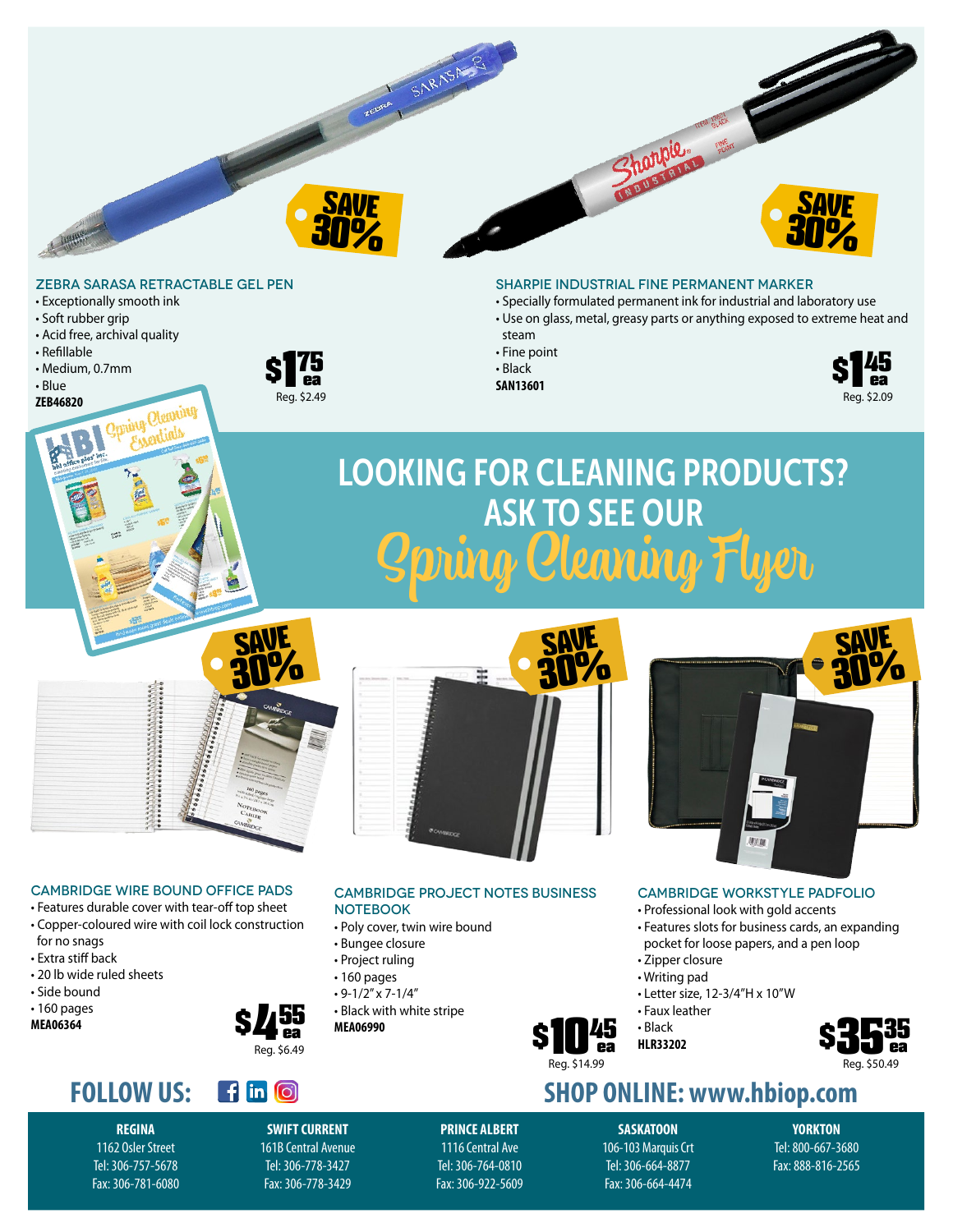SAVE 30%

## ZEBRA SARASA RETRACTABLE GEL PEN

- Exceptionally smooth ink
- Soft rubber grip
- Acid free, archival quality
- Refillable
- Medium, 0.7mm
- Blue

**ZEB46820**

$1.75 ea
Reg. $2.49

SAVE 30%

## SHARPIE INDUSTRIAL FINE PERMANENT MARKER

- Specially formulated permanent ink for industrial and laboratory use
- Use on glass, metal, greasy parts or anything exposed to extreme heat and steam
- Fine point
- Black

**SAN13601**

$1.45 ea
Reg. $2.09

# LOOKING FOR CLEANING PRODUCTS? ASK TO SEE OUR *Spring Cleaning Flyer*

SAVE 30%

## CAMBRIDGE WIRE BOUND OFFICE PADS

- Features durable cover with tear-off top sheet
- Copper-coloured wire with coil lock construction for no snags
- Extra stiff back
- 20 lb wide ruled sheets
- Side bound
- 160 pages

**MEA06364**

$4.55 ea
Reg. $6.49

SAVE 30%

## CAMBRIDGE PROJECT NOTES BUSINESS NOTEBOOK

- Poly cover, twin wire bound
- Bungee closure
- Project ruling
- 160 pages
- 9-1/2″ x 7-1/4″
- Black with white stripe

**MEA06990**

$10.45 ea
Reg. $14.99

SAVE 30%

## CAMBRIDGE WORKSTYLE PADFOLIO

- Professional look with gold accents
- Features slots for business cards, an expanding pocket for loose papers, and a pen loop
- Zipper closure
- Writing pad
- Letter size, 12-3/4″H x 10″W
- Faux leather
- Black

**HLR33202**

$35.35 ea
Reg. $50.49

**FOLLOW US:**

**SHOP ONLINE: www.hbiop.com**

| REGINA | SWIFT CURRENT | PRINCE ALBERT | SASKATOON | YORKTON |
|---|---|---|---|---|
| 1162 Osler Street | 161B Central Avenue | 1116 Central Ave | 106-103 Marquis Crt | Tel: 800-667-3680 |
| Tel: 306-757-5678 | Tel: 306-778-3427 | Tel: 306-764-0810 | Tel: 306-664-8877 | Fax: 888-816-2565 |
| Fax: 306-781-6080 | Fax: 306-778-3429 | Fax: 306-922-5609 | Fax: 306-664-4474 | |